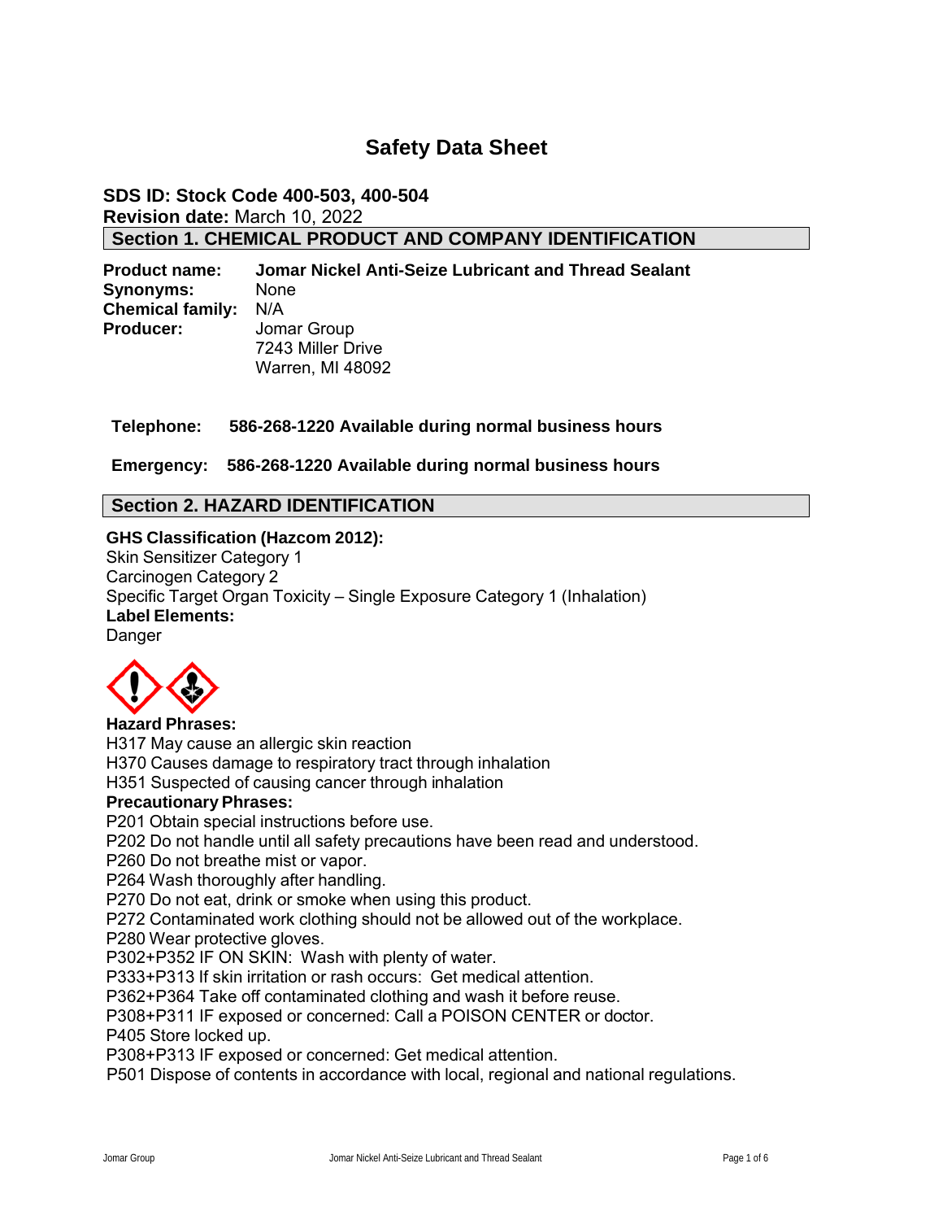# Safety Data Sheet

**SDS ID: Stock Code 400-503, 400-504**
**Revision date:** March 10, 2022

## Section 1. CHEMICAL PRODUCT AND COMPANY IDENTIFICATION

**Product name:** **Jomar Nickel Anti-Seize Lubricant and Thread Sealant**
**Synonyms:** None
**Chemical family:** N/A
**Producer:** Jomar Group
7243 Miller Drive
Warren, MI 48092

**Telephone:** **586-268-1220 Available during normal business hours**

**Emergency:** **586-268-1220 Available during normal business hours**

## Section 2. HAZARD IDENTIFICATION

**GHS Classification (Hazcom 2012):**
Skin Sensitizer Category 1
Carcinogen Category 2
Specific Target Organ Toxicity – Single Exposure Category 1 (Inhalation)
**Label Elements:**
Danger

**Hazard Phrases:**
H317 May cause an allergic skin reaction
H370 Causes damage to respiratory tract through inhalation
H351 Suspected of causing cancer through inhalation
**Precautionary Phrases:**
P201 Obtain special instructions before use.
P202 Do not handle until all safety precautions have been read and understood.
P260 Do not breathe mist or vapor.
P264 Wash thoroughly after handling.
P270 Do not eat, drink or smoke when using this product.
P272 Contaminated work clothing should not be allowed out of the workplace.
P280 Wear protective gloves.
P302+P352 IF ON SKIN: Wash with plenty of water.
P333+P313 If skin irritation or rash occurs: Get medical attention.
P362+P364 Take off contaminated clothing and wash it before reuse.
P308+P311 IF exposed or concerned: Call a POISON CENTER or doctor.
P405 Store locked up.
P308+P313 IF exposed or concerned: Get medical attention.
P501 Dispose of contents in accordance with local, regional and national regulations.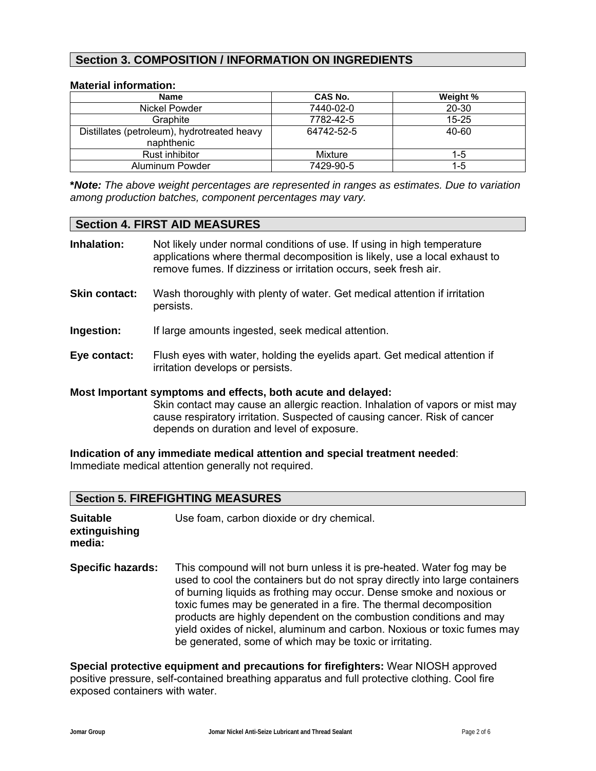## Section 3. COMPOSITION / INFORMATION ON INGREDIENTS

**Material information:**

| Name | CAS No. | Weight % |
| --- | --- | --- |
| Nickel Powder | 7440-02-0 | 20-30 |
| Graphite | 7782-42-5 | 15-25 |
| Distillates (petroleum), hydrotreated heavy naphthenic | 64742-52-5 | 40-60 |
| Rust inhibitor | Mixture | 1-5 |
| Aluminum Powder | 7429-90-5 | 1-5 |

***Note:** *The above weight percentages are represented in ranges as estimates. Due to variation among production batches, component percentages may vary.*

## Section 4. FIRST AID MEASURES

**Inhalation:** Not likely under normal conditions of use. If using in high temperature applications where thermal decomposition is likely, use a local exhaust to remove fumes. If dizziness or irritation occurs, seek fresh air.

**Skin contact:** Wash thoroughly with plenty of water. Get medical attention if irritation persists.

**Ingestion:** If large amounts ingested, seek medical attention.

**Eye contact:** Flush eyes with water, holding the eyelids apart. Get medical attention if irritation develops or persists.

**Most Important symptoms and effects, both acute and delayed:**
Skin contact may cause an allergic reaction. Inhalation of vapors or mist may cause respiratory irritation. Suspected of causing cancer. Risk of cancer depends on duration and level of exposure.

**Indication of any immediate medical attention and special treatment needed**:
Immediate medical attention generally not required.

## Section 5. FIREFIGHTING MEASURES

**Suitable extinguishing media:** Use foam, carbon dioxide or dry chemical.

**Specific hazards:** This compound will not burn unless it is pre-heated. Water fog may be used to cool the containers but do not spray directly into large containers of burning liquids as frothing may occur. Dense smoke and noxious or toxic fumes may be generated in a fire. The thermal decomposition products are highly dependent on the combustion conditions and may yield oxides of nickel, aluminum and carbon. Noxious or toxic fumes may be generated, some of which may be toxic or irritating.

**Special protective equipment and precautions for firefighters:** Wear NIOSH approved positive pressure, self-contained breathing apparatus and full protective clothing. Cool fire exposed containers with water.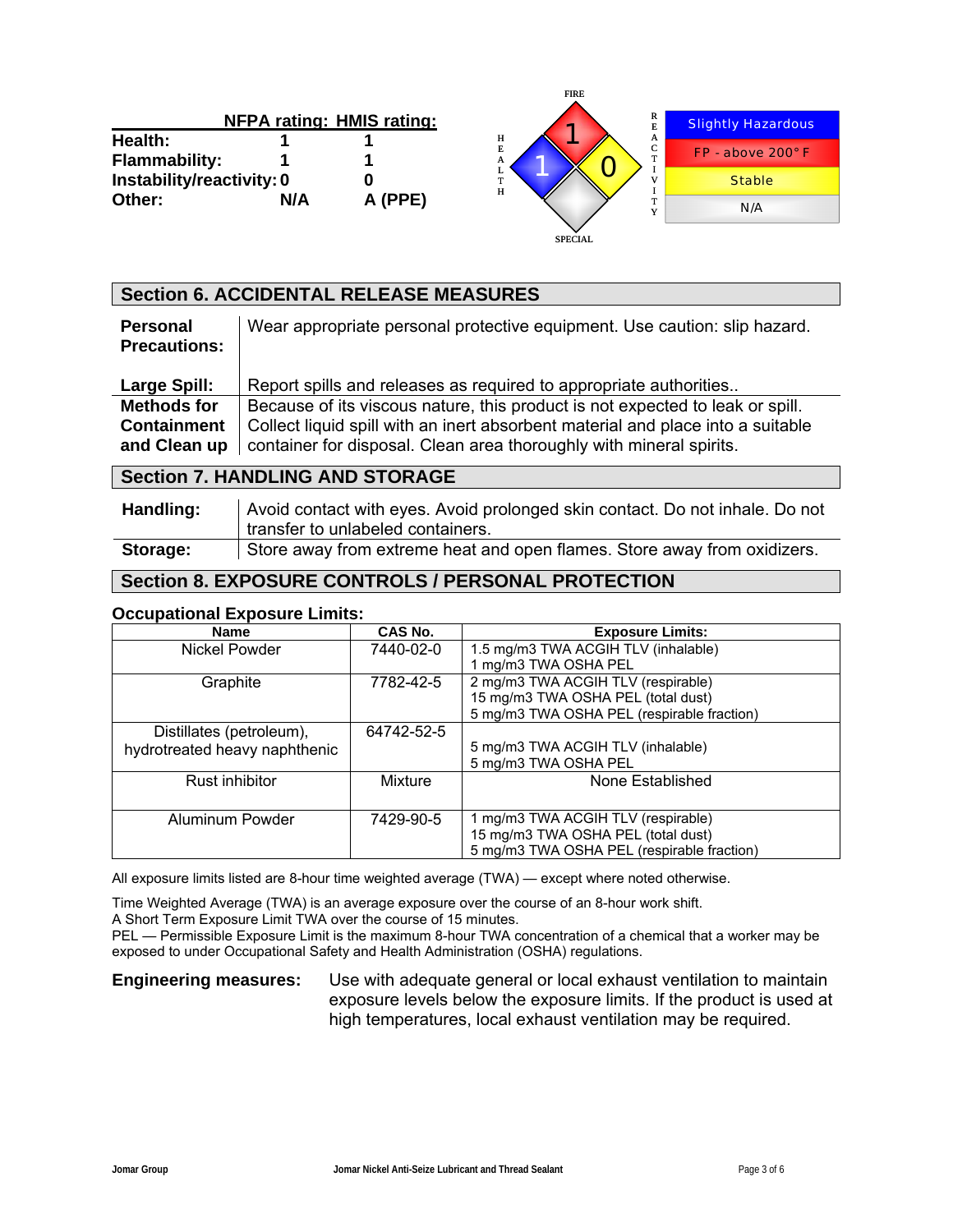| | NFPA rating: | HMIS rating: |
|---|---|---|
| **Health:** | 1 | 1 |
| **Flammability:** | 1 | 1 |
| **Instability/reactivity:** | 0 | 0 |
| **Other:** | N/A | A (PPE) |

FIRE
HEALTH
REACTIVITY
SPECIAL

1
1
0

Slightly Hazardous
FP - above 200° F
Stable
N/A

## Section 6. ACCIDENTAL RELEASE MEASURES

| | |
|---|---|
| **Personal Precautions:** | Wear appropriate personal protective equipment. Use caution: slip hazard. |
| **Large Spill:** | Report spills and releases as required to appropriate authorities.. |
| **Methods for Containment and Clean up** | Because of its viscous nature, this product is not expected to leak or spill. Collect liquid spill with an inert absorbent material and place into a suitable container for disposal. Clean area thoroughly with mineral spirits. |

## Section 7. HANDLING AND STORAGE

| | |
|---|---|
| **Handling:** | Avoid contact with eyes. Avoid prolonged skin contact. Do not inhale. Do not transfer to unlabeled containers. |
| **Storage:** | Store away from extreme heat and open flames. Store away from oxidizers. |

## Section 8. EXPOSURE CONTROLS / PERSONAL PROTECTION

**Occupational Exposure Limits:**

| Name | CAS No. | Exposure Limits: |
|---|---|---|
| Nickel Powder | 7440-02-0 | 1.5 mg/m3 TWA ACGIH TLV (inhalable)<br>1 mg/m3 TWA OSHA PEL |
| Graphite | 7782-42-5 | 2 mg/m3 TWA ACGIH TLV (respirable)<br>15 mg/m3 TWA OSHA PEL (total dust)<br>5 mg/m3 TWA OSHA PEL (respirable fraction) |
| Distillates (petroleum), hydrotreated heavy naphthenic | 64742-52-5 | 5 mg/m3 TWA ACGIH TLV (inhalable)<br>5 mg/m3 TWA OSHA PEL |
| Rust inhibitor | Mixture | None Established |
| Aluminum Powder | 7429-90-5 | 1 mg/m3 TWA ACGIH TLV (respirable)<br>15 mg/m3 TWA OSHA PEL (total dust)<br>5 mg/m3 TWA OSHA PEL (respirable fraction) |

All exposure limits listed are 8-hour time weighted average (TWA) — except where noted otherwise.

Time Weighted Average (TWA) is an average exposure over the course of an 8-hour work shift.
A Short Term Exposure Limit TWA over the course of 15 minutes.
PEL — Permissible Exposure Limit is the maximum 8-hour TWA concentration of a chemical that a worker may be exposed to under Occupational Safety and Health Administration (OSHA) regulations.

**Engineering measures:** Use with adequate general or local exhaust ventilation to maintain exposure levels below the exposure limits. If the product is used at high temperatures, local exhaust ventilation may be required.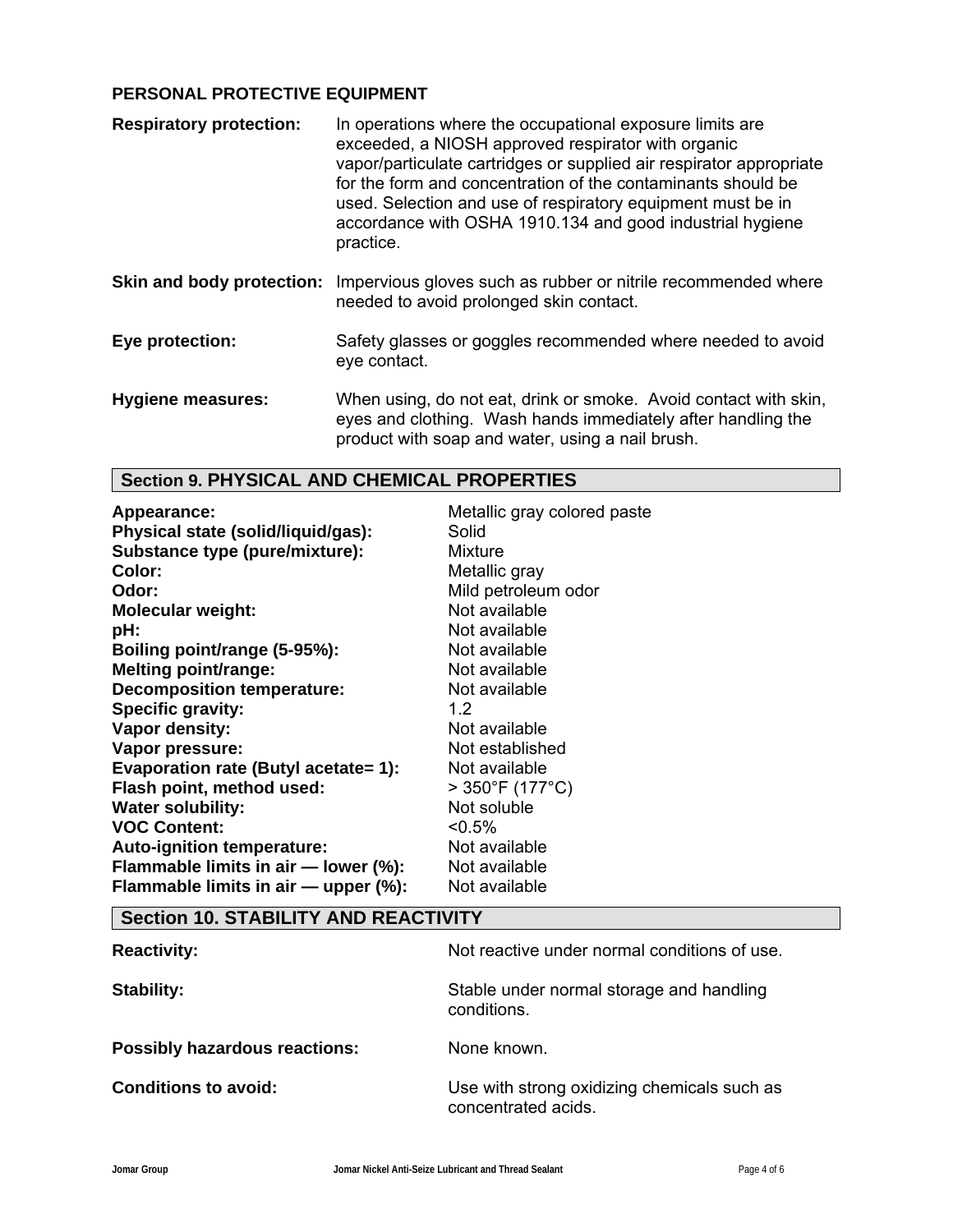### PERSONAL PROTECTIVE EQUIPMENT

| | |
|---|---|
| **Respiratory protection:** | In operations where the occupational exposure limits are exceeded, a NIOSH approved respirator with organic vapor/particulate cartridges or supplied air respirator appropriate for the form and concentration of the contaminants should be used. Selection and use of respiratory equipment must be in accordance with OSHA 1910.134 and good industrial hygiene practice. |
| **Skin and body protection:** | Impervious gloves such as rubber or nitrile recommended where needed to avoid prolonged skin contact. |
| **Eye protection:** | Safety glasses or goggles recommended where needed to avoid eye contact. |
| **Hygiene measures:** | When using, do not eat, drink or smoke. Avoid contact with skin, eyes and clothing. Wash hands immediately after handling the product with soap and water, using a nail brush. |

## Section 9. PHYSICAL AND CHEMICAL PROPERTIES

| | |
|---|---|
| **Appearance:** | Metallic gray colored paste |
| **Physical state (solid/liquid/gas):** | Solid |
| **Substance type (pure/mixture):** | Mixture |
| **Color:** | Metallic gray |
| **Odor:** | Mild petroleum odor |
| **Molecular weight:** | Not available |
| **pH:** | Not available |
| **Boiling point/range (5-95%):** | Not available |
| **Melting point/range:** | Not available |
| **Decomposition temperature:** | Not available |
| **Specific gravity:** | 1.2 |
| **Vapor density:** | Not available |
| **Vapor pressure:** | Not established |
| **Evaporation rate (Butyl acetate= 1):** | Not available |
| **Flash point, method used:** | > 350°F (177°C) |
| **Water solubility:** | Not soluble |
| **VOC Content:** | <0.5% |
| **Auto-ignition temperature:** | Not available |
| **Flammable limits in air — lower (%):** | Not available |
| **Flammable limits in air — upper (%):** | Not available |

## Section 10. STABILITY AND REACTIVITY

| | |
|---|---|
| **Reactivity:** | Not reactive under normal conditions of use. |
| **Stability:** | Stable under normal storage and handling conditions. |
| **Possibly hazardous reactions:** | None known. |
| **Conditions to avoid:** | Use with strong oxidizing chemicals such as concentrated acids. |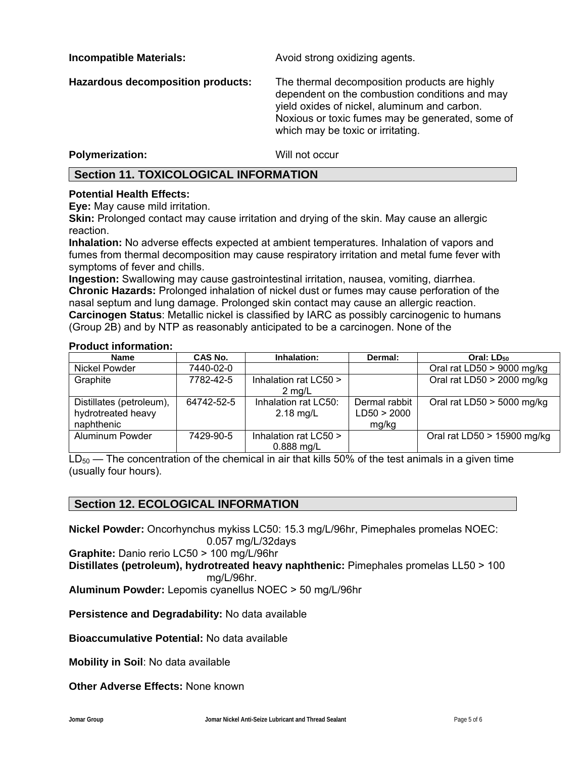**Incompatible Materials:** Avoid strong oxidizing agents.

**Hazardous decomposition products:** The thermal decomposition products are highly dependent on the combustion conditions and may yield oxides of nickel, aluminum and carbon. Noxious or toxic fumes may be generated, some of which may be toxic or irritating.

**Polymerization:** Will not occur

## Section 11. TOXICOLOGICAL INFORMATION

**Potential Health Effects:**
**Eye:** May cause mild irritation.
**Skin:** Prolonged contact may cause irritation and drying of the skin. May cause an allergic reaction.
**Inhalation:** No adverse effects expected at ambient temperatures. Inhalation of vapors and fumes from thermal decomposition may cause respiratory irritation and metal fume fever with symptoms of fever and chills.
**Ingestion:** Swallowing may cause gastrointestinal irritation, nausea, vomiting, diarrhea.
**Chronic Hazards:** Prolonged inhalation of nickel dust or fumes may cause perforation of the nasal septum and lung damage. Prolonged skin contact may cause an allergic reaction.
**Carcinogen Status**: Metallic nickel is classified by IARC as possibly carcinogenic to humans (Group 2B) and by NTP as reasonably anticipated to be a carcinogen. None of the

**Product information:**

| Name | CAS No. | Inhalation: | Dermal: | Oral: $LD_{50}$ |
|---|---|---|---|---|
| Nickel Powder | 7440-02-0 | | | Oral rat LD50 > 9000 mg/kg |
| Graphite | 7782-42-5 | Inhalation rat LC50 > 2 mg/L | | Oral rat LD50 > 2000 mg/kg |
| Distillates (petroleum), hydrotreated heavy naphthenic | 64742-52-5 | Inhalation rat LC50: 2.18 mg/L | Dermal rabbit LD50 > 2000 mg/kg | Oral rat LD50 > 5000 mg/kg |
| Aluminum Powder | 7429-90-5 | Inhalation rat LC50 > 0.888 mg/L | | Oral rat LD50 > 15900 mg/kg |

$LD_{50}$ — The concentration of the chemical in air that kills 50% of the test animals in a given time (usually four hours).

## Section 12. ECOLOGICAL INFORMATION

**Nickel Powder:** Oncorhynchus mykiss LC50: 15.3 mg/L/96hr, Pimephales promelas NOEC: 0.057 mg/L/32days
**Graphite:** Danio rerio LC50 > 100 mg/L/96hr
**Distillates (petroleum), hydrotreated heavy naphthenic:** Pimephales promelas LL50 > 100 mg/L/96hr.
**Aluminum Powder:** Lepomis cyanellus NOEC > 50 mg/L/96hr

**Persistence and Degradability:** No data available

**Bioaccumulative Potential:** No data available

**Mobility in Soil**: No data available

**Other Adverse Effects:** None known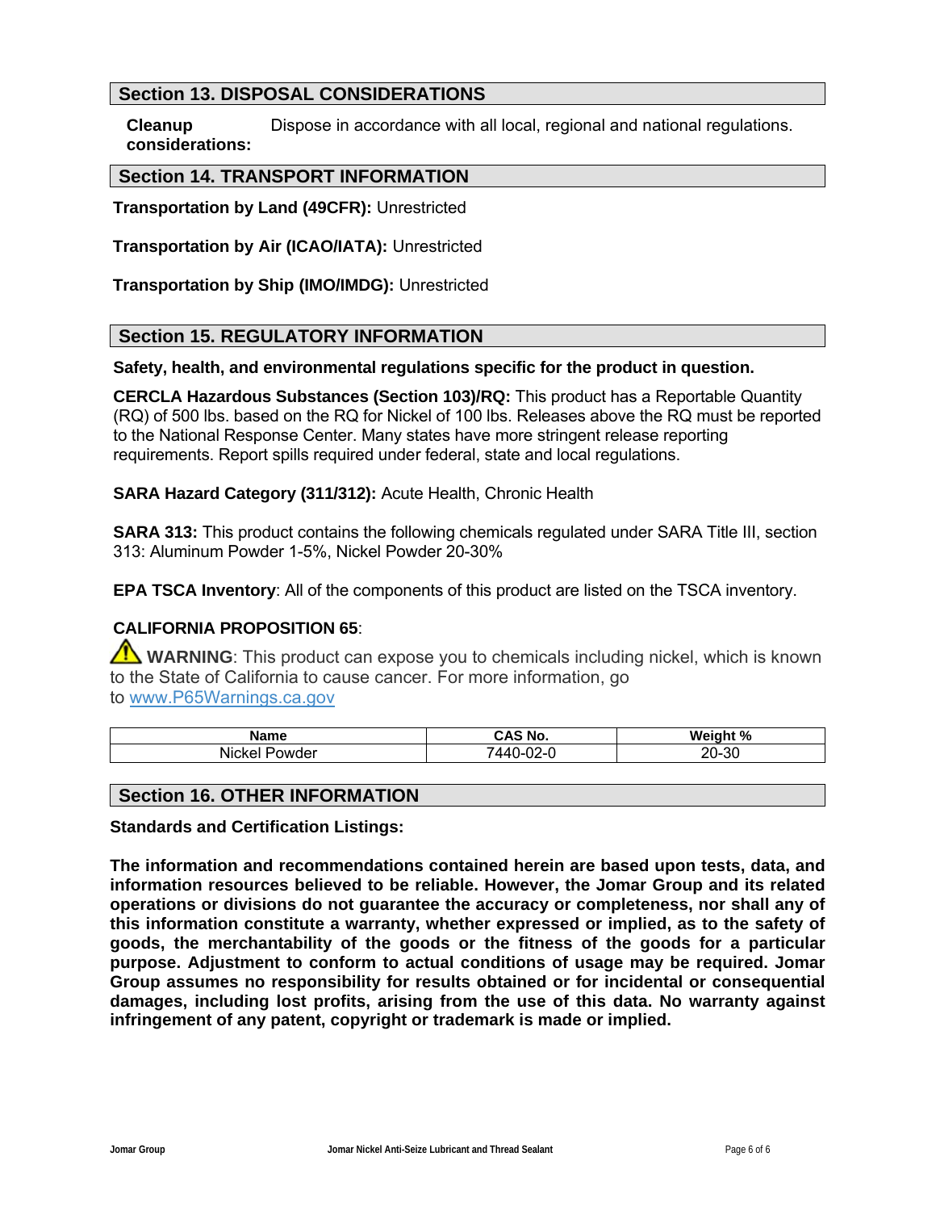## Section 13. DISPOSAL CONSIDERATIONS

**Cleanup considerations:** Dispose in accordance with all local, regional and national regulations.

## Section 14. TRANSPORT INFORMATION

**Transportation by Land (49CFR):** Unrestricted

**Transportation by Air (ICAO/IATA):** Unrestricted

**Transportation by Ship (IMO/IMDG):** Unrestricted

## Section 15. REGULATORY INFORMATION

**Safety, health, and environmental regulations specific for the product in question.**

**CERCLA Hazardous Substances (Section 103)/RQ:** This product has a Reportable Quantity (RQ) of 500 lbs. based on the RQ for Nickel of 100 lbs. Releases above the RQ must be reported to the National Response Center. Many states have more stringent release reporting requirements. Report spills required under federal, state and local regulations.

**SARA Hazard Category (311/312):** Acute Health, Chronic Health

**SARA 313:** This product contains the following chemicals regulated under SARA Title III, section 313: Aluminum Powder 1-5%, Nickel Powder 20-30%

**EPA TSCA Inventory**: All of the components of this product are listed on the TSCA inventory.

**CALIFORNIA PROPOSITION 65**:

**WARNING**: This product can expose you to chemicals including nickel, which is known to the State of California to cause cancer. For more information, go to www.P65Warnings.ca.gov

| Name | CAS No. | Weight % |
|---|---|---|
| Nickel Powder | 7440-02-0 | 20-30 |

## Section 16. OTHER INFORMATION

**Standards and Certification Listings:**

**The information and recommendations contained herein are based upon tests, data, and information resources believed to be reliable. However, the Jomar Group and its related operations or divisions do not guarantee the accuracy or completeness, nor shall any of this information constitute a warranty, whether expressed or implied, as to the safety of goods, the merchantability of the goods or the fitness of the goods for a particular purpose. Adjustment to conform to actual conditions of usage may be required. Jomar Group assumes no responsibility for results obtained or for incidental or consequential damages, including lost profits, arising from the use of this data. No warranty against infringement of any patent, copyright or trademark is made or implied.**